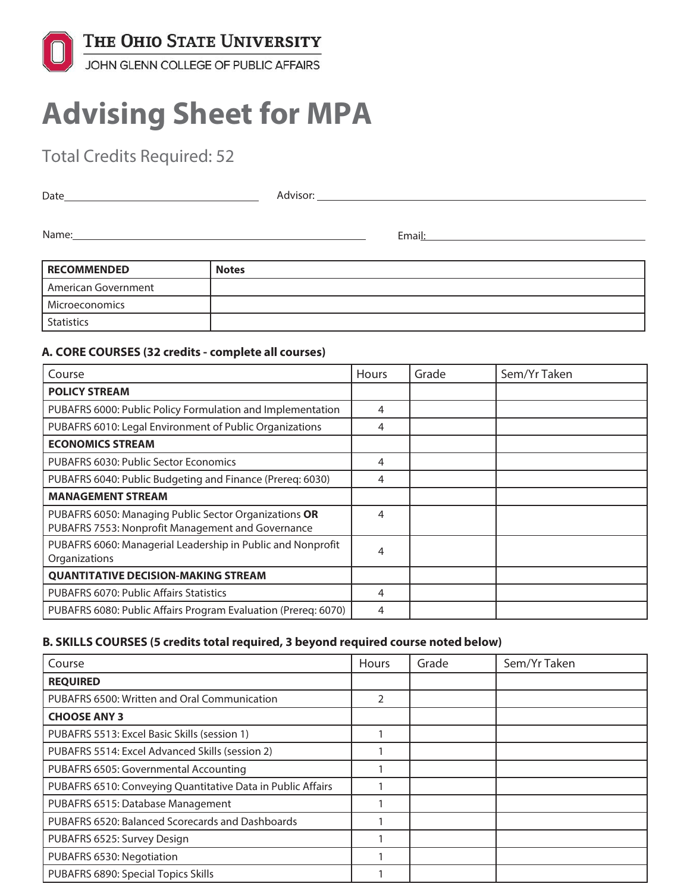THE OHIO STATE UNIVERSITY
JOHN GLENN COLLEGE OF PUBLIC AFFAIRS

# Advising Sheet for MPA

Total Credits Required: 52

Date\_\_\_\_\_\_\_\_\_\_\_\_\_\_\_\_\_\_\_\_ Advisor: \_\_\_\_\_\_\_\_\_\_\_\_\_\_\_\_\_\_\_\_

Name:\_\_\_\_\_\_\_\_\_\_\_\_\_\_\_\_\_\_\_\_ Email:\_\_\_\_\_\_\_\_\_\_\_\_\_\_\_\_\_\_\_\_

| RECOMMENDED | Notes |
|---|---|
| American Government | |
| Microeconomics | |
| Statistics | |

### A. CORE COURSES (32 credits - complete all courses)

| Course | Hours | Grade | Sem/Yr Taken |
|---|---|---|---|
| **POLICY STREAM** | | | |
| PUBAFRS 6000: Public Policy Formulation and Implementation | 4 | | |
| PUBAFRS 6010: Legal Environment of Public Organizations | 4 | | |
| **ECONOMICS STREAM** | | | |
| PUBAFRS 6030: Public Sector Economics | 4 | | |
| PUBAFRS 6040: Public Budgeting and Finance (Prereq: 6030) | 4 | | |
| **MANAGEMENT STREAM** | | | |
| PUBAFRS 6050: Managing Public Sector Organizations **OR** PUBAFRS 7553: Nonprofit Management and Governance | 4 | | |
| PUBAFRS 6060: Managerial Leadership in Public and Nonprofit Organizations | 4 | | |
| **QUANTITATIVE DECISION-MAKING STREAM** | | | |
| PUBAFRS 6070: Public Affairs Statistics | 4 | | |
| PUBAFRS 6080: Public Affairs Program Evaluation (Prereq: 6070) | 4 | | |

### B. SKILLS COURSES (5 credits total required, 3 beyond required course noted below)

| Course | Hours | Grade | Sem/Yr Taken |
|---|---|---|---|
| **REQUIRED** | | | |
| PUBAFRS 6500: Written and Oral Communication | 2 | | |
| **CHOOSE ANY 3** | | | |
| PUBAFRS 5513: Excel Basic Skills (session 1) | 1 | | |
| PUBAFRS 5514: Excel Advanced Skills (session 2) | 1 | | |
| PUBAFRS 6505: Governmental Accounting | 1 | | |
| PUBAFRS 6510: Conveying Quantitative Data in Public Affairs | 1 | | |
| PUBAFRS 6515: Database Management | 1 | | |
| PUBAFRS 6520: Balanced Scorecards and Dashboards | 1 | | |
| PUBAFRS 6525: Survey Design | 1 | | |
| PUBAFRS 6530: Negotiation | 1 | | |
| PUBAFRS 6890: Special Topics Skills | 1 | | |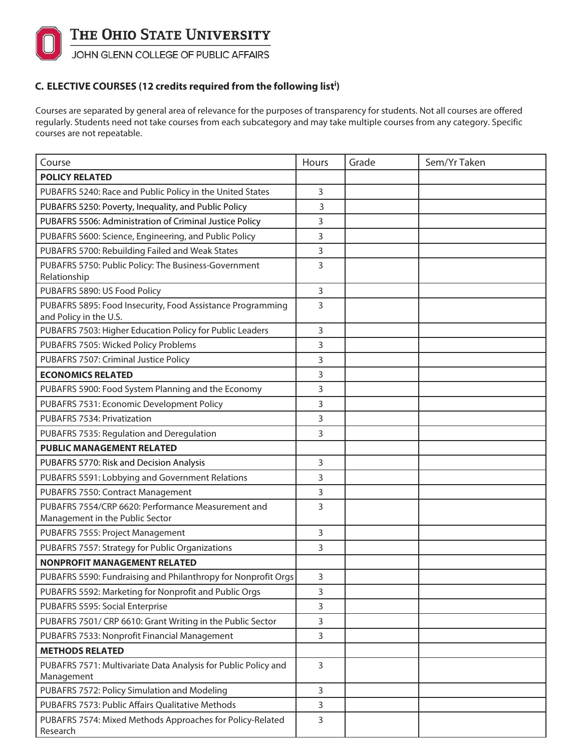# THE OHIO STATE UNIVERSITY

JOHN GLENN COLLEGE OF PUBLIC AFFAIRS

## C. ELECTIVE COURSES (12 credits required from the following list[i])

Courses are separated by general area of relevance for the purposes of transparency for students. Not all courses are offered regularly. Students need not take courses from each subcategory and may take multiple courses from any category. Specific courses are not repeatable.

| Course | Hours | Grade | Sem/Yr Taken |
|---|---|---|---|
| **POLICY RELATED** | | | |
| PUBAFRS 5240: Race and Public Policy in the United States | 3 | | |
| PUBAFRS 5250: Poverty, Inequality, and Public Policy | 3 | | |
| PUBAFRS 5506: Administration of Criminal Justice Policy | 3 | | |
| PUBAFRS 5600: Science, Engineering, and Public Policy | 3 | | |
| PUBAFRS 5700: Rebuilding Failed and Weak States | 3 | | |
| PUBAFRS 5750: Public Policy: The Business-Government Relationship | 3 | | |
| PUBAFRS 5890: US Food Policy | 3 | | |
| PUBAFRS 5895: Food Insecurity, Food Assistance Programming and Policy in the U.S. | 3 | | |
| PUBAFRS 7503: Higher Education Policy for Public Leaders | 3 | | |
| PUBAFRS 7505: Wicked Policy Problems | 3 | | |
| PUBAFRS 7507: Criminal Justice Policy | 3 | | |
| **ECONOMICS RELATED** | 3 | | |
| PUBAFRS 5900: Food System Planning and the Economy | 3 | | |
| PUBAFRS 7531: Economic Development Policy | 3 | | |
| PUBAFRS 7534: Privatization | 3 | | |
| PUBAFRS 7535: Regulation and Deregulation | 3 | | |
| **PUBLIC MANAGEMENT RELATED** | | | |
| PUBAFRS 5770: Risk and Decision Analysis | 3 | | |
| PUBAFRS 5591: Lobbying and Government Relations | 3 | | |
| PUBAFRS 7550: Contract Management | 3 | | |
| PUBAFRS 7554/CRP 6620: Performance Measurement and Management in the Public Sector | 3 | | |
| PUBAFRS 7555: Project Management | 3 | | |
| PUBAFRS 7557: Strategy for Public Organizations | 3 | | |
| **NONPROFIT MANAGEMENT RELATED** | | | |
| PUBAFRS 5590: Fundraising and Philanthropy for Nonprofit Orgs | 3 | | |
| PUBAFRS 5592: Marketing for Nonprofit and Public Orgs | 3 | | |
| PUBAFRS 5595: Social Enterprise | 3 | | |
| PUBAFRS 7501/ CRP 6610: Grant Writing in the Public Sector | 3 | | |
| PUBAFRS 7533: Nonprofit Financial Management | 3 | | |
| **METHODS RELATED** | | | |
| PUBAFRS 7571: Multivariate Data Analysis for Public Policy and Management | 3 | | |
| PUBAFRS 7572: Policy Simulation and Modeling | 3 | | |
| PUBAFRS 7573: Public Affairs Qualitative Methods | 3 | | |
| PUBAFRS 7574: Mixed Methods Approaches for Policy-Related Research | 3 | | |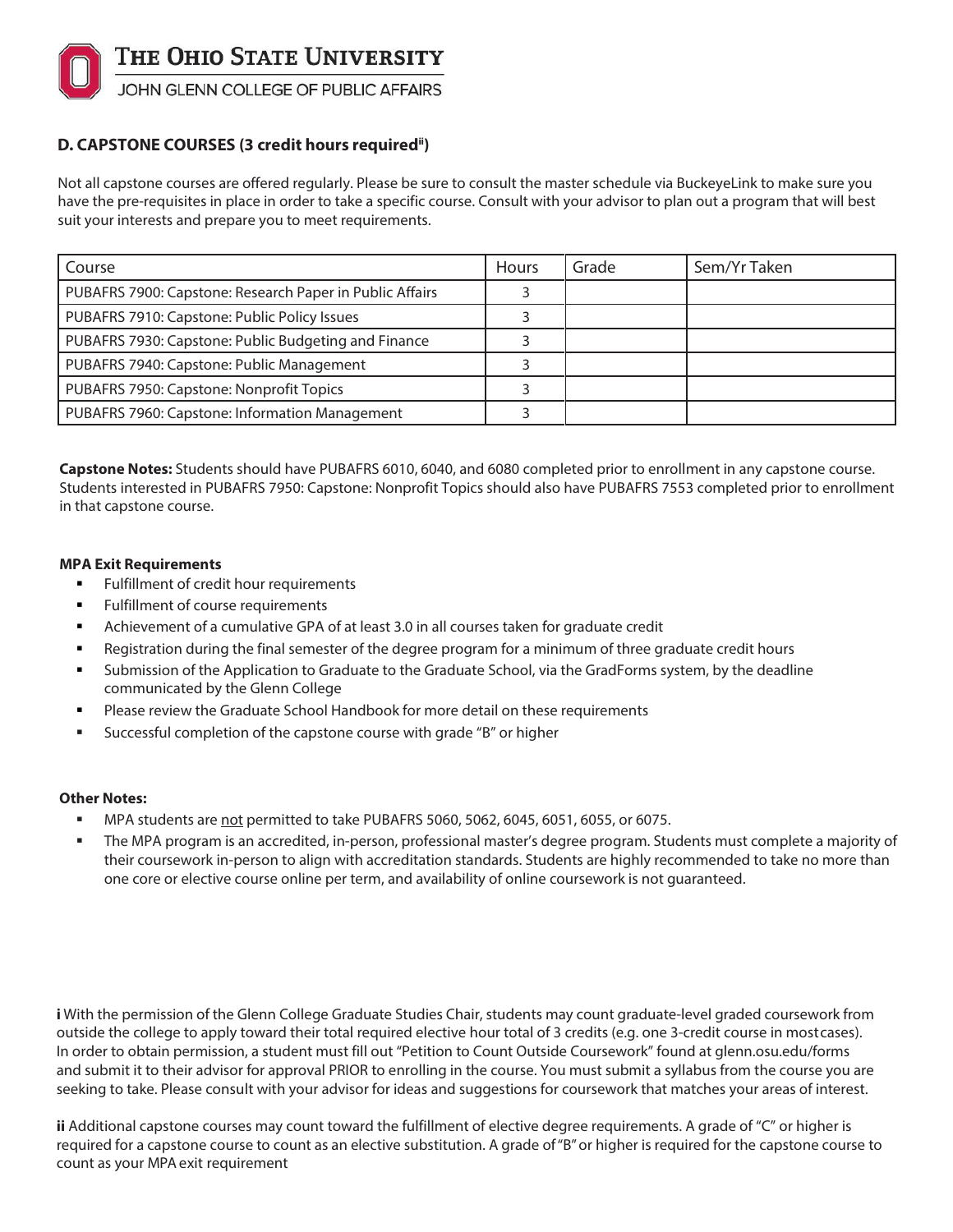## D. CAPSTONE COURSES (3 credit hours required[ii])

Not all capstone courses are offered regularly. Please be sure to consult the master schedule via BuckeyeLink to make sure you have the pre-requisites in place in order to take a specific course. Consult with your advisor to plan out a program that will best suit your interests and prepare you to meet requirements.

| Course | Hours | Grade | Sem/Yr Taken |
|---|---|---|---|
| PUBAFRS 7900: Capstone: Research Paper in Public Affairs | 3 | | |
| PUBAFRS 7910: Capstone: Public Policy Issues | 3 | | |
| PUBAFRS 7930: Capstone: Public Budgeting and Finance | 3 | | |
| PUBAFRS 7940: Capstone: Public Management | 3 | | |
| PUBAFRS 7950: Capstone: Nonprofit Topics | 3 | | |
| PUBAFRS 7960: Capstone: Information Management | 3 | | |

**Capstone Notes:** Students should have PUBAFRS 6010, 6040, and 6080 completed prior to enrollment in any capstone course. Students interested in PUBAFRS 7950: Capstone: Nonprofit Topics should also have PUBAFRS 7553 completed prior to enrollment in that capstone course.

**MPA Exit Requirements**

- Fulfillment of credit hour requirements
- Fulfillment of course requirements
- Achievement of a cumulative GPA of at least 3.0 in all courses taken for graduate credit
- Registration during the final semester of the degree program for a minimum of three graduate credit hours
- Submission of the Application to Graduate to the Graduate School, via the GradForms system, by the deadline communicated by the Glenn College
- Please review the Graduate School Handbook for more detail on these requirements
- Successful completion of the capstone course with grade "B" or higher

**Other Notes:**

- MPA students are not permitted to take PUBAFRS 5060, 5062, 6045, 6051, 6055, or 6075.
- The MPA program is an accredited, in-person, professional master's degree program. Students must complete a majority of their coursework in-person to align with accreditation standards. Students are highly recommended to take no more than one core or elective course online per term, and availability of online coursework is not guaranteed.

**i** With the permission of the Glenn College Graduate Studies Chair, students may count graduate-level graded coursework from outside the college to apply toward their total required elective hour total of 3 credits (e.g. one 3-credit course in most cases). In order to obtain permission, a student must fill out "Petition to Count Outside Coursework" found at glenn.osu.edu/forms and submit it to their advisor for approval PRIOR to enrolling in the course. You must submit a syllabus from the course you are seeking to take. Please consult with your advisor for ideas and suggestions for coursework that matches your areas of interest.

**ii** Additional capstone courses may count toward the fulfillment of elective degree requirements. A grade of "C" or higher is required for a capstone course to count as an elective substitution. A grade of "B" or higher is required for the capstone course to count as your MPA exit requirement